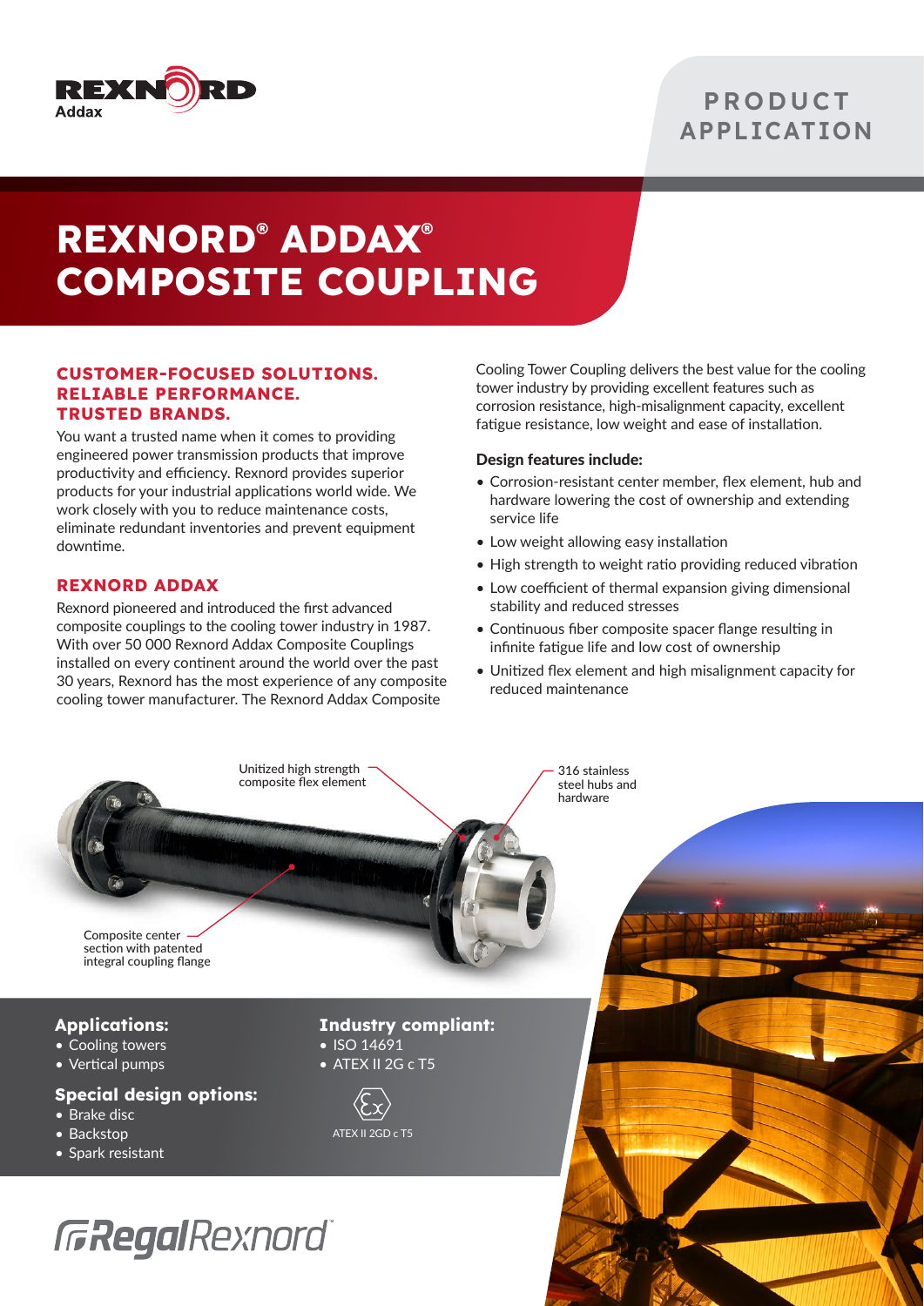PRODUCT APPLICATION

# REXNORD® ADDAX® COMPOSITE COUPLING

## CUSTOMER-FOCUSED SOLUTIONS. RELIABLE PERFORMANCE. TRUSTED BRANDS.

You want a trusted name when it comes to providing engineered power transmission products that improve productivity and efficiency. Rexnord provides superior products for your industrial applications world wide. We work closely with you to reduce maintenance costs, eliminate redundant inventories and prevent equipment downtime.

## REXNORD ADDAX

Rexnord pioneered and introduced the first advanced composite couplings to the cooling tower industry in 1987. With over 50 000 Rexnord Addax Composite Couplings installed on every continent around the world over the past 30 years, Rexnord has the most experience of any composite cooling tower manufacturer. The Rexnord Addax Composite Cooling Tower Coupling delivers the best value for the cooling tower industry by providing excellent features such as corrosion resistance, high-misalignment capacity, excellent fatigue resistance, low weight and ease of installation.

**Design features include:**

- Corrosion-resistant center member, flex element, hub and hardware lowering the cost of ownership and extending service life
- Low weight allowing easy installation
- High strength to weight ratio providing reduced vibration
- Low coefficient of thermal expansion giving dimensional stability and reduced stresses
- Continuous fiber composite spacer flange resulting in infinite fatigue life and low cost of ownership
- Unitized flex element and high misalignment capacity for reduced maintenance

Unitized high strength composite flex element

316 stainless steel hubs and hardware

Composite center section with patented integral coupling flange

### Applications:

- Cooling towers
- Vertical pumps

### Special design options:

- Brake disc
- Backstop
- Spark resistant

### Industry compliant:

- ISO 14691
- ATEX II 2G c T5

ATEX II 2GD c T5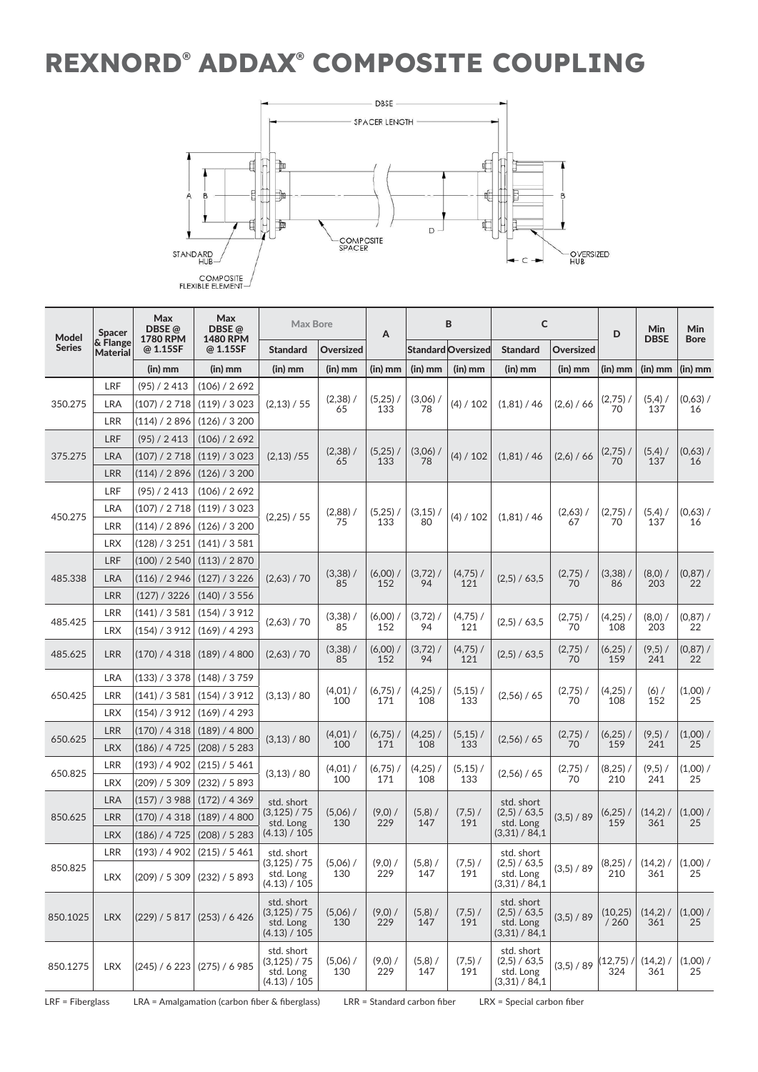# REXNORD® ADDAX® COMPOSITE COUPLING

| Model Series | Spacer & Flange Material | Max DBSE @ 1780 RPM @ 1.15SF | Max DBSE @ 1480 RPM @ 1.15SF | Max Bore | | A | B | | C | | D | Min DBSE | Min Bore |
|---|---|---|---|---|---|---|---|---|---|---|---|---|---|
| | | | | Standard | Oversized | | Standard | Oversized | Standard | Oversized | | | |
| | | (in) mm | (in) mm | (in) mm | (in) mm | (in) mm | (in) mm | (in) mm | (in) mm | (in) mm | (in) mm | (in) mm | (in) mm |
| 350.275 | LRF | (95) / 2 413 | (106) / 2 692 | (2,13) / 55 | (2,38) / 65 | (5,25) / 133 | (3,06) / 78 | (4) / 102 | (1,81) / 46 | (2,6) / 66 | (2,75) / 70 | (5,4) / 137 | (0,63) / 16 |
| | LRA | (107) / 2 718 | (119) / 3 023 | | | | | | | | | | |
| | LRR | (114) / 2 896 | (126) / 3 200 | | | | | | | | | | |
| 375.275 | LRF | (95) / 2 413 | (106) / 2 692 | (2,13) /55 | (2,38) / 65 | (5,25) / 133 | (3,06) / 78 | (4) / 102 | (1,81) / 46 | (2,6) / 66 | (2,75) / 70 | (5,4) / 137 | (0,63) / 16 |
| | LRA | (107) / 2 718 | (119) / 3 023 | | | | | | | | | | |
| | LRR | (114) / 2 896 | (126) / 3 200 | | | | | | | | | | |
| 450.275 | LRF | (95) / 2 413 | (106) / 2 692 | (2,25) / 55 | (2,88) / 75 | (5,25) / 133 | (3,15) / 80 | (4) / 102 | (1,81) / 46 | (2,63) / 67 | (2,75) / 70 | (5,4) / 137 | (0,63) / 16 |
| | LRA | (107) / 2 718 | (119) / 3 023 | | | | | | | | | | |
| | LRR | (114) / 2 896 | (126) / 3 200 | | | | | | | | | | |
| | LRX | (128) / 3 251 | (141) / 3 581 | | | | | | | | | | |
| 485.338 | LRF | (100) / 2 540 | (113) / 2 870 | (2,63) / 70 | (3,38) / 85 | (6,00) / 152 | (3,72) / 94 | (4,75) / 121 | (2,5) / 63,5 | (2,75) / 70 | (3,38) / 86 | (8,0) / 203 | (0,87) / 22 |
| | LRA | (116) / 2 946 | (127) / 3 226 | | | | | | | | | | |
| | LRR | (127) / 3226 | (140) / 3 556 | | | | | | | | | | |
| 485.425 | LRR | (141) / 3 581 | (154) / 3 912 | (2,63) / 70 | (3,38) / 85 | (6,00) / 152 | (3,72) / 94 | (4,75) / 121 | (2,5) / 63,5 | (2,75) / 70 | (4,25) / 108 | (8,0) / 203 | (0,87) / 22 |
| | LRX | (154) / 3 912 | (169) / 4 293 | | | | | | | | | | |
| 485.625 | LRR | (170) / 4 318 | (189) / 4 800 | (2,63) / 70 | (3,38) / 85 | (6,00) / 152 | (3,72) / 94 | (4,75) / 121 | (2,5) / 63,5 | (2,75) / 70 | (6,25) / 159 | (9,5) / 241 | (0,87) / 22 |
| 650.425 | LRA | (133) / 3 378 | (148) / 3 759 | (3,13) / 80 | (4,01) / 100 | (6,75) / 171 | (4,25) / 108 | (5,15) / 133 | (2,56) / 65 | (2,75) / 70 | (4,25) / 108 | (6) / 152 | (1,00) / 25 |
| | LRR | (141) / 3 581 | (154) / 3 912 | | | | | | | | | | |
| | LRX | (154) / 3 912 | (169) / 4 293 | | | | | | | | | | |
| 650.625 | LRR | (170) / 4 318 | (189) / 4 800 | (3,13) / 80 | (4,01) / 100 | (6,75) / 171 | (4,25) / 108 | (5,15) / 133 | (2,56) / 65 | (2,75) / 70 | (6,25) / 159 | (9,5) / 241 | (1,00) / 25 |
| | LRX | (186) / 4 725 | (208) / 5 283 | | | | | | | | | | |
| 650.825 | LRR | (193) / 4 902 | (215) / 5 461 | (3,13) / 80 | (4,01) / 100 | (6,75) / 171 | (4,25) / 108 | (5,15) / 133 | (2,56) / 65 | (2,75) / 70 | (8,25) / 210 | (9,5) / 241 | (1,00) / 25 |
| | LRX | (209) / 5 309 | (232) / 5 893 | | | | | | | | | | |
| 850.625 | LRA | (157) / 3 988 | (172) / 4 369 | std. short (3,125) / 75 std. Long (4.13) / 105 | (5,06) / 130 | (9,0) / 229 | (5,8) / 147 | (7,5) / 191 | std. short (2,5) / 63,5 std. Long (3,31) / 84,1 | (3,5) / 89 | (6,25) / 159 | (14,2) / 361 | (1,00) / 25 |
| | LRR | (170) / 4 318 | (189) / 4 800 | | | | | | | | | | |
| | LRX | (186) / 4 725 | (208) / 5 283 | | | | | | | | | | |
| 850.825 | LRR | (193) / 4 902 | (215) / 5 461 | std. short (3,125) / 75 std. Long (4.13) / 105 | (5,06) / 130 | (9,0) / 229 | (5,8) / 147 | (7,5) / 191 | std. short (2,5) / 63,5 std. Long (3,31) / 84,1 | (3,5) / 89 | (8,25) / 210 | (14,2) / 361 | (1,00) / 25 |
| | LRX | (209) / 5 309 | (232) / 5 893 | | | | | | | | | | |
| 850.1025 | LRX | (229) / 5 817 | (253) / 6 426 | std. short (3,125) / 75 std. Long (4.13) / 105 | (5,06) / 130 | (9,0) / 229 | (5,8) / 147 | (7,5) / 191 | std. short (2,5) / 63,5 std. Long (3,31) / 84,1 | (3,5) / 89 | (10,25) / 260 | (14,2) / 361 | (1,00) / 25 |
| 850.1275 | LRX | (245) / 6 223 | (275) / 6 985 | std. short (3,125) / 75 std. Long (4.13) / 105 | (5,06) / 130 | (9,0) / 229 | (5,8) / 147 | (7,5) / 191 | std. short (2,5) / 63,5 std. Long (3,31) / 84,1 | (3,5) / 89 | (12,75) / 324 | (14,2) / 361 | (1,00) / 25 |

LRF = Fiberglass    LRA = Amalgamation (carbon fiber & fiberglass)    LRR = Standard carbon fiber    LRX = Special carbon fiber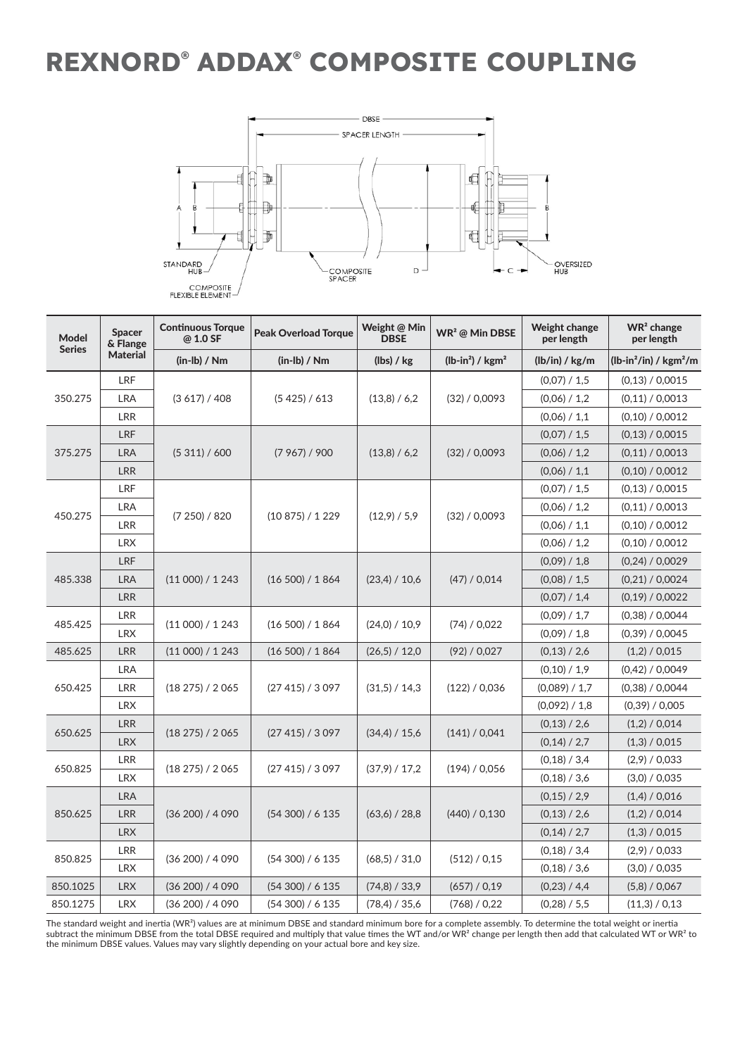# REXNORD® ADDAX® COMPOSITE COUPLING

| Model Series | Spacer & Flange Material | Continuous Torque @ 1.0 SF | Peak Overload Torque | Weight @ Min DBSE | WR² @ Min DBSE | Weight change per length | WR² change per length |
|---|---|---|---|---|---|---|---|
| | | (in-lb) / Nm | (in-lb) / Nm | (lbs) / kg | (lb-in²) / kgm² | (lb/in) / kg/m | (lb-in²/in) / kgm²/m |
| 350.275 | LRF | (3 617) / 408 | (5 425) / 613 | (13,8) / 6,2 | (32) / 0,0093 | (0,07) / 1,5 | (0,13) / 0,0015 |
| | LRA | | | | | (0,06) / 1,2 | (0,11) / 0,0013 |
| | LRR | | | | | (0,06) / 1,1 | (0,10) / 0,0012 |
| 375.275 | LRF | (5 311) / 600 | (7 967) / 900 | (13,8) / 6,2 | (32) / 0,0093 | (0,07) / 1,5 | (0,13) / 0,0015 |
| | LRA | | | | | (0,06) / 1,2 | (0,11) / 0,0013 |
| | LRR | | | | | (0,06) / 1,1 | (0,10) / 0,0012 |
| 450.275 | LRF | (7 250) / 820 | (10 875) / 1 229 | (12,9) / 5,9 | (32) / 0,0093 | (0,07) / 1,5 | (0,13) / 0,0015 |
| | LRA | | | | | (0,06) / 1,2 | (0,11) / 0,0013 |
| | LRR | | | | | (0,06) / 1,1 | (0,10) / 0,0012 |
| | LRX | | | | | (0,06) / 1,2 | (0,10) / 0,0012 |
| 485.338 | LRF | (11 000) / 1 243 | (16 500) / 1 864 | (23,4) / 10,6 | (47) / 0,014 | (0,09) / 1,8 | (0,24) / 0,0029 |
| | LRA | | | | | (0,08) / 1,5 | (0,21) / 0,0024 |
| | LRR | | | | | (0,07) / 1,4 | (0,19) / 0,0022 |
| 485.425 | LRR | (11 000) / 1 243 | (16 500) / 1 864 | (24,0) / 10,9 | (74) / 0,022 | (0,09) / 1,7 | (0,38) / 0,0044 |
| | LRX | | | | | (0,09) / 1,8 | (0,39) / 0,0045 |
| 485.625 | LRR | (11 000) / 1 243 | (16 500) / 1 864 | (26,5) / 12,0 | (92) / 0,027 | (0,13) / 2,6 | (1,2) / 0,015 |
| 650.425 | LRA | (18 275) / 2 065 | (27 415) / 3 097 | (31,5) / 14,3 | (122) / 0,036 | (0,10) / 1,9 | (0,42) / 0,0049 |
| | LRR | | | | | (0,089) / 1,7 | (0,38) / 0,0044 |
| | LRX | | | | | (0,092) / 1,8 | (0,39) / 0,005 |
| 650.625 | LRR | (18 275) / 2 065 | (27 415) / 3 097 | (34,4) / 15,6 | (141) / 0,041 | (0,13) / 2,6 | (1,2) / 0,014 |
| | LRX | | | | | (0,14) / 2,7 | (1,3) / 0,015 |
| 650.825 | LRR | (18 275) / 2 065 | (27 415) / 3 097 | (37,9) / 17,2 | (194) / 0,056 | (0,18) / 3,4 | (2,9) / 0,033 |
| | LRX | | | | | (0,18) / 3,6 | (3,0) / 0,035 |
| 850.625 | LRA | (36 200) / 4 090 | (54 300) / 6 135 | (63,6) / 28,8 | (440) / 0,130 | (0,15) / 2,9 | (1,4) / 0,016 |
| | LRR | | | | | (0,13) / 2,6 | (1,2) / 0,014 |
| | LRX | | | | | (0,14) / 2,7 | (1,3) / 0,015 |
| 850.825 | LRR | (36 200) / 4 090 | (54 300) / 6 135 | (68,5) / 31,0 | (512) / 0,15 | (0,18) / 3,4 | (2,9) / 0,033 |
| | LRX | | | | | (0,18) / 3,6 | (3,0) / 0,035 |
| 850.1025 | LRX | (36 200) / 4 090 | (54 300) / 6 135 | (74,8) / 33,9 | (657) / 0,19 | (0,23) / 4,4 | (5,8) / 0,067 |
| 850.1275 | LRX | (36 200) / 4 090 | (54 300) / 6 135 | (78,4) / 35,6 | (768) / 0,22 | (0,28) / 5,5 | (11,3) / 0,13 |

The standard weight and inertia (WR²) values are at minimum DBSE and standard minimum bore for a complete assembly. To determine the total weight or inertia subtract the minimum DBSE from the total DBSE required and multiply that value times the WT and/or WR² change per length then add that calculated WT or WR² to the minimum DBSE values. Values may vary slightly depending on your actual bore and key size.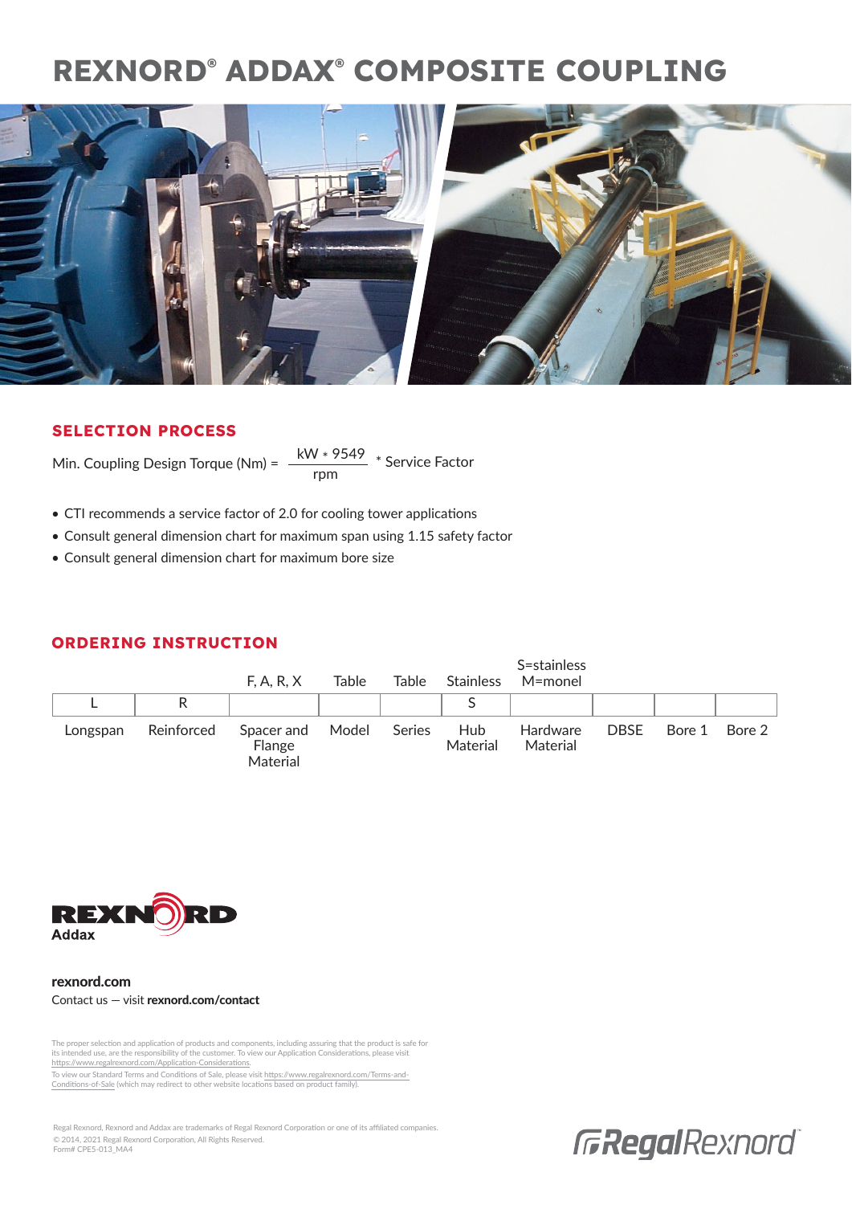# REXNORD® ADDAX® COMPOSITE COUPLING

## SELECTION PROCESS

$$\text{Min. Coupling Design Torque (Nm)} = \frac{\text{kW} * 9549}{\text{rpm}} * \text{Service Factor}$$

- CTI recommends a service factor of 2.0 for cooling tower applications
- Consult general dimension chart for maximum span using 1.15 safety factor
- Consult general dimension chart for maximum bore size

## ORDERING INSTRUCTION

| | | F, A, R, X | Table | Table | Stainless | S=stainless M=monel | | | |
|---|---|---|---|---|---|---|---|---|---|
| L | R | | | | S | | | | |
| Longspan | Reinforced | Spacer and Flange Material | Model | Series | Hub Material | Hardware Material | DBSE | Bore 1 | Bore 2 |

REXNORD Addax

**rexnord.com**
Contact us — visit **rexnord.com/contact**

The proper selection and application of products and components, including assuring that the product is safe for its intended use, are the responsibility of the customer. To view our Application Considerations, please visit https://www.regalrexnord.com/Application-Considerations.
To view our Standard Terms and Conditions of Sale, please visit https://www.regalrexnord.com/Terms-and-Conditions-of-Sale (which may redirect to other website locations based on product family).

Regal Rexnord, Rexnord and Addax are trademarks of Regal Rexnord Corporation or one of its affiliated companies.
© 2014, 2021 Regal Rexnord Corporation, All Rights Reserved.
Form# CPE5-013_MA4

RegalRexnord